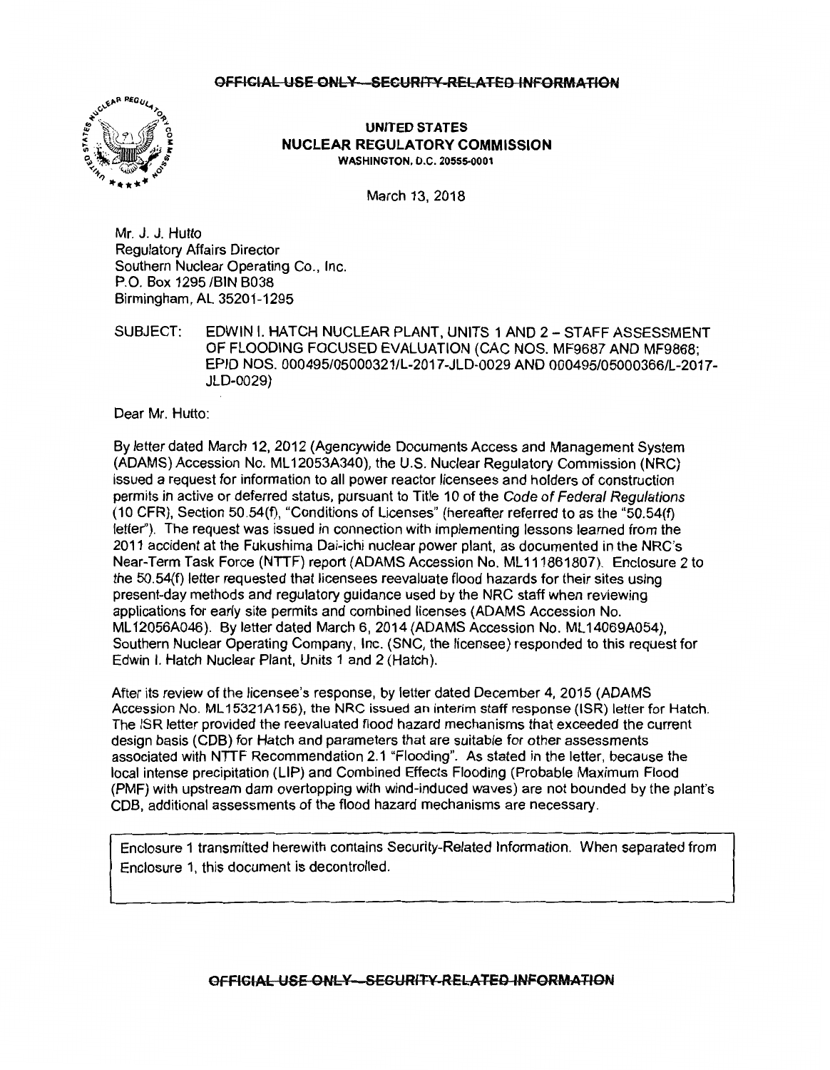~~OFFICIAL USE ONLY—SECURITY-RELATED INFORMATION~~

**UNITED STATES**
**NUCLEAR REGULATORY COMMISSION**
WASHINGTON, D.C. 20555-0001

March 13, 2018

Mr. J. J. Hutto
Regulatory Affairs Director
Southern Nuclear Operating Co., Inc.
P.O. Box 1295 /BIN B038
Birmingham, AL 35201-1295

SUBJECT: EDWIN I. HATCH NUCLEAR PLANT, UNITS 1 AND 2 – STAFF ASSESSMENT OF FLOODING FOCUSED EVALUATION (CAC NOS. MF9687 AND MF9868; EPID NOS. 000495/05000321/L-2017-JLD-0029 AND 000495/05000366/L-2017-JLD-0029)

Dear Mr. Hutto:

By letter dated March 12, 2012 (Agencywide Documents Access and Management System (ADAMS) Accession No. ML12053A340), the U.S. Nuclear Regulatory Commission (NRC) issued a request for information to all power reactor licensees and holders of construction permits in active or deferred status, pursuant to Title 10 of the *Code of Federal Regulations* (10 CFR), Section 50.54(f), "Conditions of Licenses" (hereafter referred to as the "50.54(f) letter"). The request was issued in connection with implementing lessons learned from the 2011 accident at the Fukushima Dai-ichi nuclear power plant, as documented in the NRC's Near-Term Task Force (NTTF) report (ADAMS Accession No. ML111861807). Enclosure 2 to the 50.54(f) letter requested that licensees reevaluate flood hazards for their sites using present-day methods and regulatory guidance used by the NRC staff when reviewing applications for early site permits and combined licenses (ADAMS Accession No. ML12056A046). By letter dated March 6, 2014 (ADAMS Accession No. ML14069A054), Southern Nuclear Operating Company, Inc. (SNC, the licensee) responded to this request for Edwin I. Hatch Nuclear Plant, Units 1 and 2 (Hatch).

After its review of the licensee's response, by letter dated December 4, 2015 (ADAMS Accession No. ML15321A156), the NRC issued an interim staff response (ISR) letter for Hatch. The ISR letter provided the reevaluated flood hazard mechanisms that exceeded the current design basis (CDB) for Hatch and parameters that are suitable for other assessments associated with NTTF Recommendation 2.1 "Flooding". As stated in the letter, because the local intense precipitation (LIP) and Combined Effects Flooding (Probable Maximum Flood (PMF) with upstream dam overtopping with wind-induced waves) are not bounded by the plant's CDB, additional assessments of the flood hazard mechanisms are necessary.

Enclosure 1 transmitted herewith contains Security-Related Information. When separated from Enclosure 1, this document is decontrolled.

~~OFFICIAL USE ONLY—SECURITY-RELATED INFORMATION~~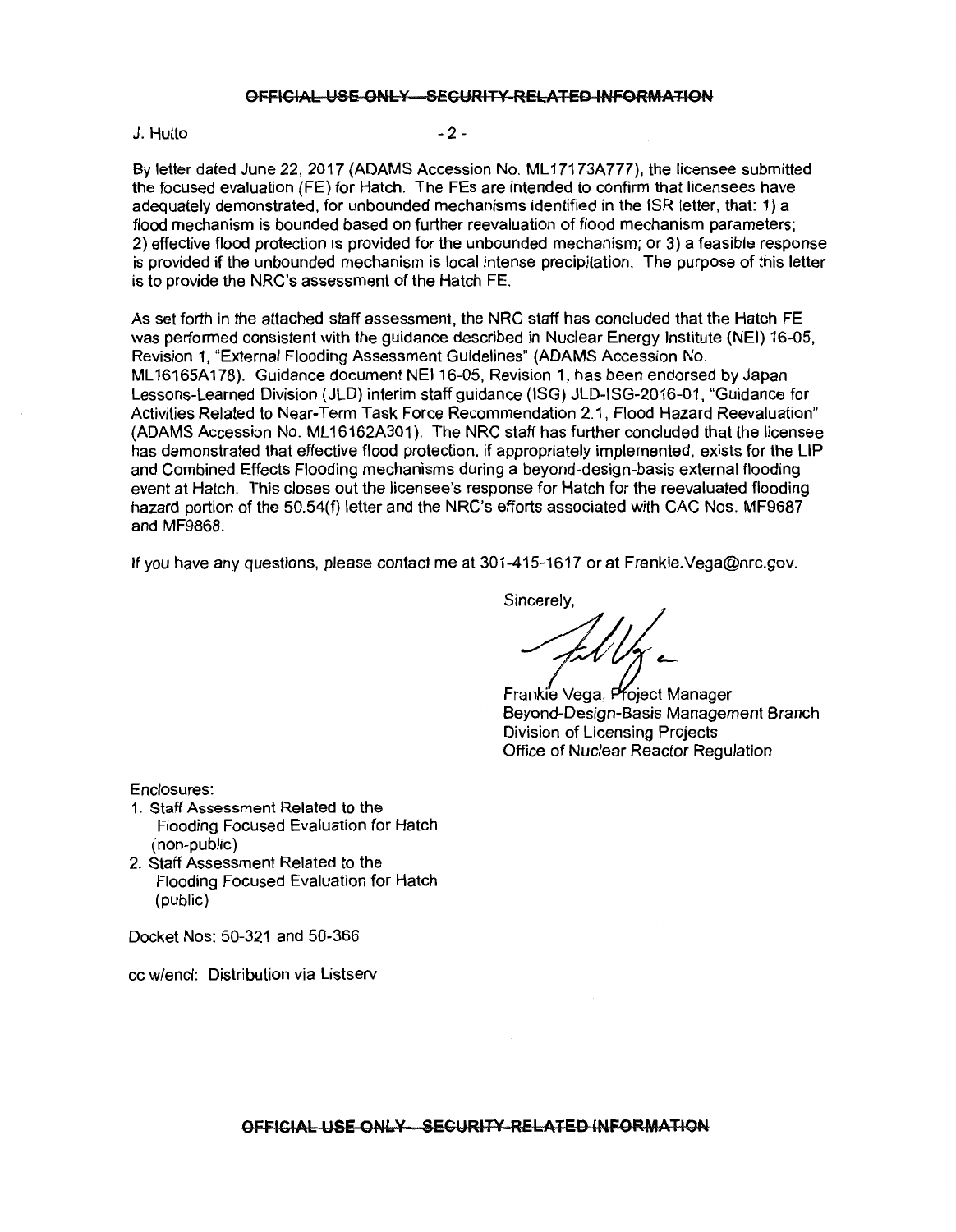J. Hutto

By letter dated June 22, 2017 (ADAMS Accession No. ML17173A777), the licensee submitted the focused evaluation (FE) for Hatch. The FEs are intended to confirm that licensees have adequately demonstrated, for unbounded mechanisms identified in the ISR letter, that: 1) a flood mechanism is bounded based on further reevaluation of flood mechanism parameters; 2) effective flood protection is provided for the unbounded mechanism; or 3) a feasible response is provided if the unbounded mechanism is local intense precipitation. The purpose of this letter is to provide the NRC's assessment of the Hatch FE.

As set forth in the attached staff assessment, the NRC staff has concluded that the Hatch FE was performed consistent with the guidance described in Nuclear Energy Institute (NEI) 16-05, Revision 1, "External Flooding Assessment Guidelines" (ADAMS Accession No. ML16165A178). Guidance document NEI 16-05, Revision 1, has been endorsed by Japan Lessons-Learned Division (JLD) interim staff guidance (ISG) JLD-ISG-2016-01, "Guidance for Activities Related to Near-Term Task Force Recommendation 2.1, Flood Hazard Reevaluation" (ADAMS Accession No. ML16162A301). The NRC staff has further concluded that the licensee has demonstrated that effective flood protection, if appropriately implemented, exists for the LIP and Combined Effects Flooding mechanisms during a beyond-design-basis external flooding event at Hatch. This closes out the licensee's response for Hatch for the reevaluated flooding hazard portion of the 50.54(f) letter and the NRC's efforts associated with CAC Nos. MF9687 and MF9868.

If you have any questions, please contact me at 301-415-1617 or at Frankie.Vega@nrc.gov.

Sincerely,

Frankie Vega, Project Manager
Beyond-Design-Basis Management Branch
Division of Licensing Projects
Office of Nuclear Reactor Regulation

Enclosures:
1. Staff Assessment Related to the Flooding Focused Evaluation for Hatch (non-public)
2. Staff Assessment Related to the Flooding Focused Evaluation for Hatch (public)

Docket Nos: 50-321 and 50-366

cc w/encl: Distribution via Listserv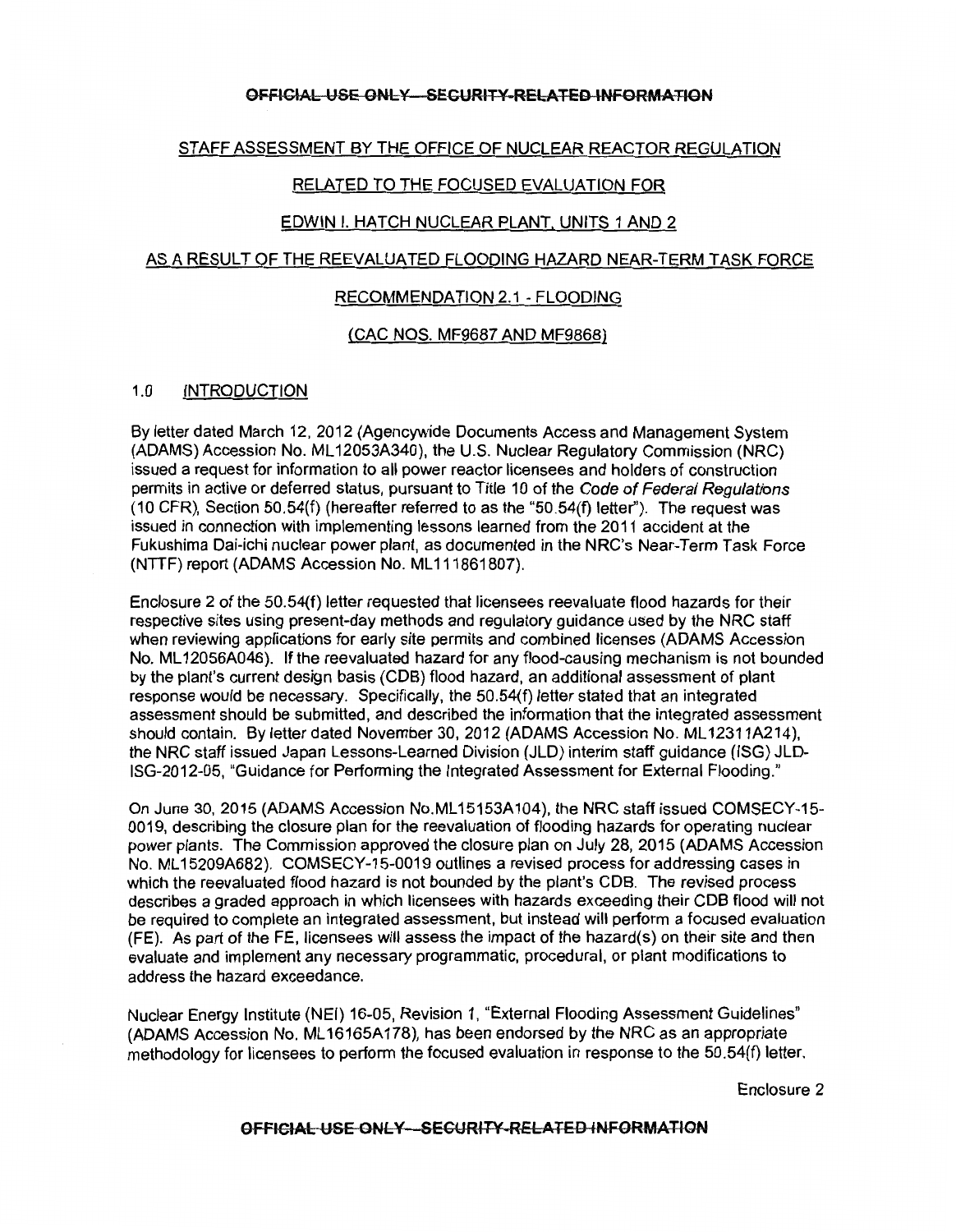STAFF ASSESSMENT BY THE OFFICE OF NUCLEAR REACTOR REGULATION

RELATED TO THE FOCUSED EVALUATION FOR

EDWIN I. HATCH NUCLEAR PLANT, UNITS 1 AND 2

AS A RESULT OF THE REEVALUATED FLOODING HAZARD NEAR-TERM TASK FORCE

RECOMMENDATION 2.1 - FLOODING

(CAC NOS. MF9687 AND MF9868)

## 1.0 INTRODUCTION

By letter dated March 12, 2012 (Agencywide Documents Access and Management System (ADAMS) Accession No. ML12053A340), the U.S. Nuclear Regulatory Commission (NRC) issued a request for information to all power reactor licensees and holders of construction permits in active or deferred status, pursuant to Title 10 of the *Code of Federal Regulations* (10 CFR), Section 50.54(f) (hereafter referred to as the "50.54(f) letter"). The request was issued in connection with implementing lessons learned from the 2011 accident at the Fukushima Dai-ichi nuclear power plant, as documented in the NRC's Near-Term Task Force (NTTF) report (ADAMS Accession No. ML111861807).

Enclosure 2 of the 50.54(f) letter requested that licensees reevaluate flood hazards for their respective sites using present-day methods and regulatory guidance used by the NRC staff when reviewing applications for early site permits and combined licenses (ADAMS Accession No. ML12056A046). If the reevaluated hazard for any flood-causing mechanism is not bounded by the plant's current design basis (CDB) flood hazard, an additional assessment of plant response would be necessary. Specifically, the 50.54(f) letter stated that an integrated assessment should be submitted, and described the information that the integrated assessment should contain. By letter dated November 30, 2012 (ADAMS Accession No. ML12311A214), the NRC staff issued Japan Lessons-Learned Division (JLD) interim staff guidance (ISG) JLD-ISG-2012-05, "Guidance for Performing the Integrated Assessment for External Flooding."

On June 30, 2015 (ADAMS Accession No.ML15153A104), the NRC staff issued COMSECY-15-0019, describing the closure plan for the reevaluation of flooding hazards for operating nuclear power plants. The Commission approved the closure plan on July 28, 2015 (ADAMS Accession No. ML15209A682). COMSECY-15-0019 outlines a revised process for addressing cases in which the reevaluated flood hazard is not bounded by the plant's CDB. The revised process describes a graded approach in which licensees with hazards exceeding their CDB flood will not be required to complete an integrated assessment, but instead will perform a focused evaluation (FE). As part of the FE, licensees will assess the impact of the hazard(s) on their site and then evaluate and implement any necessary programmatic, procedural, or plant modifications to address the hazard exceedance.

Nuclear Energy Institute (NEI) 16-05, Revision 1, "External Flooding Assessment Guidelines" (ADAMS Accession No. ML16165A178), has been endorsed by the NRC as an appropriate methodology for licensees to perform the focused evaluation in response to the 50.54(f) letter.

Enclosure 2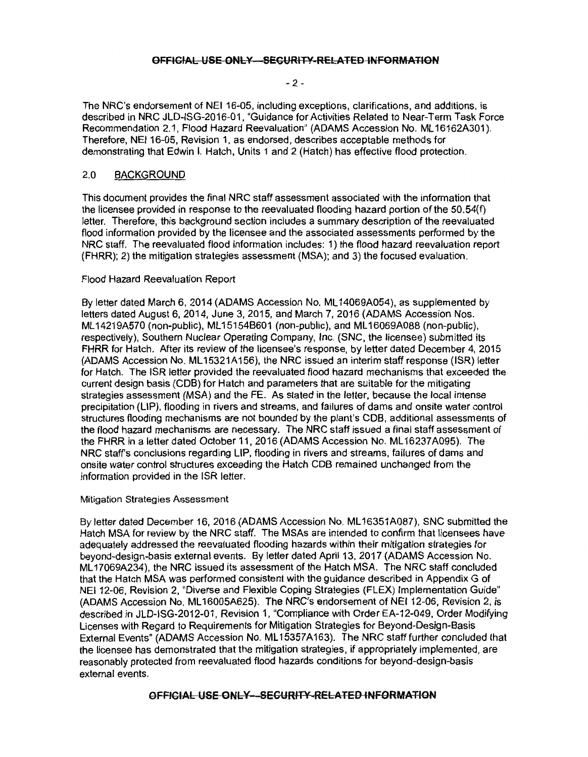The NRC's endorsement of NEI 16-05, including exceptions, clarifications, and additions, is described in NRC JLD-ISG-2016-01, "Guidance for Activities Related to Near-Term Task Force Recommendation 2.1, Flood Hazard Reevaluation" (ADAMS Accession No. ML16162A301). Therefore, NEI 16-05, Revision 1, as endorsed, describes acceptable methods for demonstrating that Edwin I. Hatch, Units 1 and 2 (Hatch) has effective flood protection.

## 2.0 BACKGROUND

This document provides the final NRC staff assessment associated with the information that the licensee provided in response to the reevaluated flooding hazard portion of the 50.54(f) letter. Therefore, this background section includes a summary description of the reevaluated flood information provided by the licensee and the associated assessments performed by the NRC staff. The reevaluated flood information includes: 1) the flood hazard reevaluation report (FHRR); 2) the mitigation strategies assessment (MSA); and 3) the focused evaluation.

### Flood Hazard Reevaluation Report

By letter dated March 6, 2014 (ADAMS Accession No. ML14069A054), as supplemented by letters dated August 6, 2014, June 3, 2015, and March 7, 2016 (ADAMS Accession Nos. ML14219A570 (non-public), ML15154B601 (non-public), and ML16069A088 (non-public), respectively), Southern Nuclear Operating Company, Inc. (SNC, the licensee) submitted its FHRR for Hatch. After its review of the licensee's response, by letter dated December 4, 2015 (ADAMS Accession No. ML15321A156), the NRC issued an interim staff response (ISR) letter for Hatch. The ISR letter provided the reevaluated flood hazard mechanisms that exceeded the current design basis (CDB) for Hatch and parameters that are suitable for the mitigating strategies assessment (MSA) and the FE. As stated in the letter, because the local intense precipitation (LIP), flooding in rivers and streams, and failures of dams and onsite water control structures flooding mechanisms are not bounded by the plant's CDB, additional assessments of the flood hazard mechanisms are necessary. The NRC staff issued a final staff assessment of the FHRR in a letter dated October 11, 2016 (ADAMS Accession No. ML16237A095). The NRC staff's conclusions regarding LIP, flooding in rivers and streams, failures of dams and onsite water control structures exceeding the Hatch CDB remained unchanged from the information provided in the ISR letter.

### Mitigation Strategies Assessment

By letter dated December 16, 2016 (ADAMS Accession No. ML16351A087), SNC submitted the Hatch MSA for review by the NRC staff. The MSAs are intended to confirm that licensees have adequately addressed the reevaluated flooding hazards within their mitigation strategies for beyond-design-basis external events. By letter dated April 13, 2017 (ADAMS Accession No. ML17069A234), the NRC issued its assessment of the Hatch MSA. The NRC staff concluded that the Hatch MSA was performed consistent with the guidance described in Appendix G of NEI 12-06, Revision 2, "Diverse and Flexible Coping Strategies (FLEX) Implementation Guide" (ADAMS Accession No. ML16005A625). The NRC's endorsement of NEI 12-06, Revision 2, is described in JLD-ISG-2012-01, Revision 1, "Compliance with Order EA-12-049, Order Modifying Licenses with Regard to Requirements for Mitigation Strategies for Beyond-Design-Basis External Events" (ADAMS Accession No. ML15357A163). The NRC staff further concluded that the licensee has demonstrated that the mitigation strategies, if appropriately implemented, are reasonably protected from reevaluated flood hazards conditions for beyond-design-basis external events.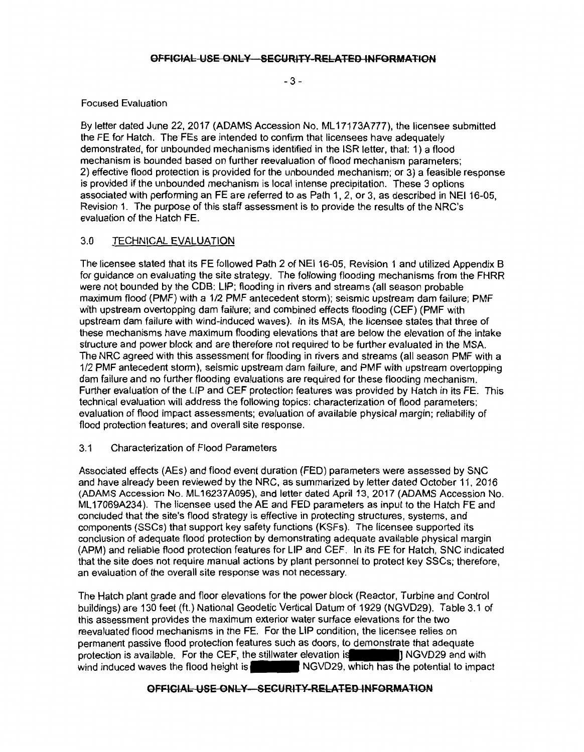Focused Evaluation

By letter dated June 22, 2017 (ADAMS Accession No. ML17173A777), the licensee submitted the FE for Hatch. The FEs are intended to confirm that licensees have adequately demonstrated, for unbounded mechanisms identified in the ISR letter, that: 1) a flood mechanism is bounded based on further reevaluation of flood mechanism parameters; 2) effective flood protection is provided for the unbounded mechanism; or 3) a feasible response is provided if the unbounded mechanism is local intense precipitation. These 3 options associated with performing an FE are referred to as Path 1, 2, or 3, as described in NEI 16-05, Revision 1. The purpose of this staff assessment is to provide the results of the NRC's evaluation of the Hatch FE.

## 3.0 TECHNICAL EVALUATION

The licensee stated that its FE followed Path 2 of NEI 16-05, Revision 1 and utilized Appendix B for guidance on evaluating the site strategy. The following flooding mechanisms from the FHRR were not bounded by the CDB: LIP; flooding in rivers and streams (all season probable maximum flood (PMF) with a 1/2 PMF antecedent storm); seismic upstream dam failure; PMF with upstream overtopping dam failure; and combined effects flooding (CEF) (PMF with upstream dam failure with wind-induced waves). In its MSA, the licensee states that three of these mechanisms have maximum flooding elevations that are below the elevation of the intake structure and power block and are therefore not required to be further evaluated in the MSA. The NRC agreed with this assessment for flooding in rivers and streams (all season PMF with a 1/2 PMF antecedent storm), seismic upstream dam failure, and PMF with upstream overtopping dam failure and no further flooding evaluations are required for these flooding mechanism. Further evaluation of the LIP and CEF protection features was provided by Hatch in its FE. This technical evaluation will address the following topics: characterization of flood parameters; evaluation of flood impact assessments; evaluation of available physical margin; reliability of flood protection features; and overall site response.

### 3.1 Characterization of Flood Parameters

Associated effects (AEs) and flood event duration (FED) parameters were assessed by SNC and have already been reviewed by the NRC, as summarized by letter dated October 11, 2016 (ADAMS Accession No. ML16237A095), and letter dated April 13, 2017 (ADAMS Accession No. ML17069A234). The licensee used the AE and FED parameters as input to the Hatch FE and concluded that the site's flood strategy is effective in protecting structures, systems, and components (SSCs) that support key safety functions (KSFs). The licensee supported its conclusion of adequate flood protection by demonstrating adequate available physical margin (APM) and reliable flood protection features for LIP and CEF. In its FE for Hatch, SNC indicated that the site does not require manual actions by plant personnel to protect key SSCs; therefore, an evaluation of the overall site response was not necessary.

The Hatch plant grade and floor elevations for the power block (Reactor, Turbine and Control buildings) are 130 feet (ft.) National Geodetic Vertical Datum of 1929 (NGVD29). Table 3.1 of this assessment provides the maximum exterior water surface elevations for the two reevaluated flood mechanisms in the FE. For the LIP condition, the licensee relies on permanent passive flood protection features such as doors, to demonstrate that adequate protection is available. For the CEF, the stillwater elevation is [ ] NGVD29 and with wind induced waves the flood height is [ ] NGVD29, which has the potential to impact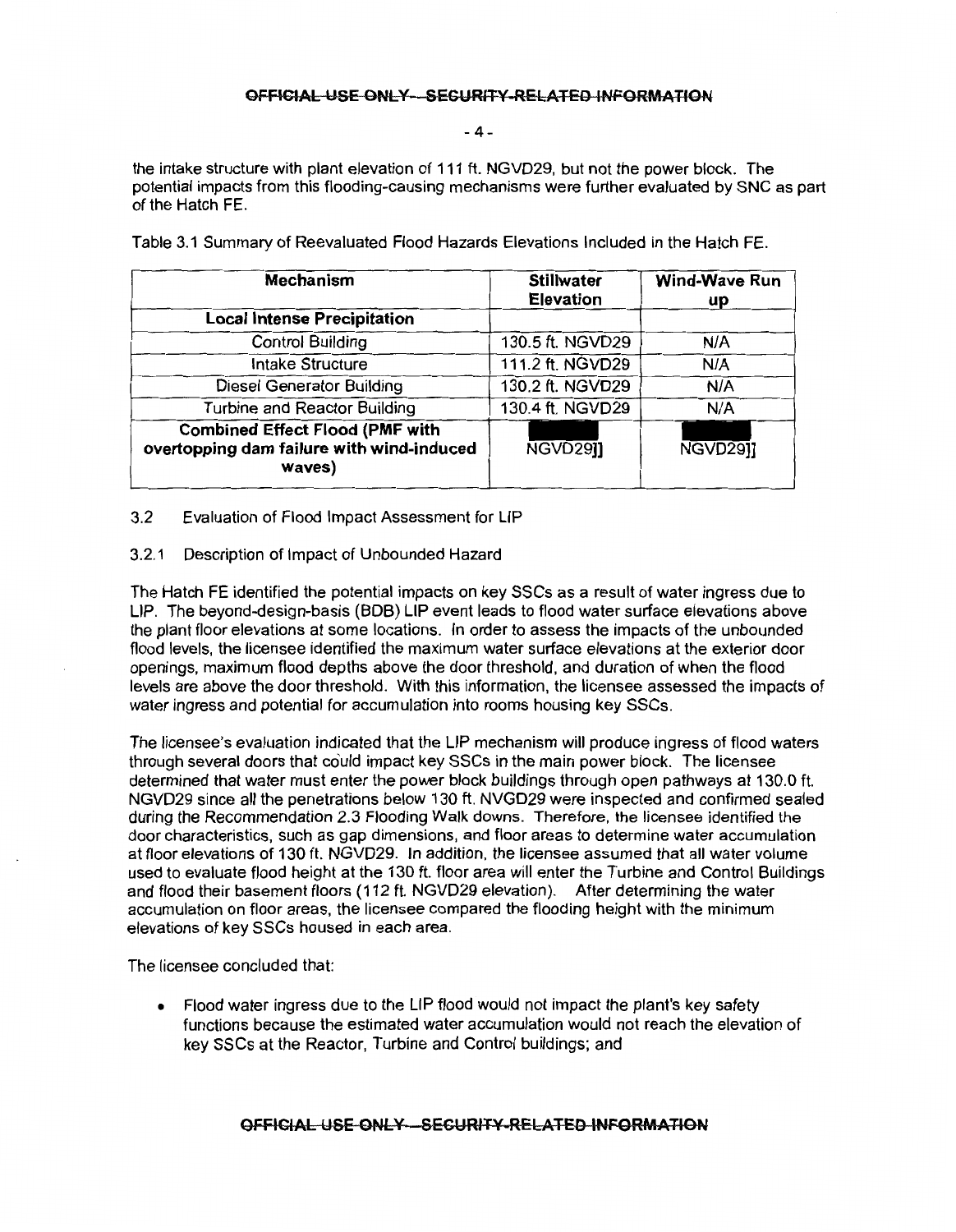the intake structure with plant elevation of 111 ft. NGVD29, but not the power block. The potential impacts from this flooding-causing mechanisms were further evaluated by SNC as part of the Hatch FE.

Table 3.1 Summary of Reevaluated Flood Hazards Elevations Included in the Hatch FE.

| Mechanism | Stillwater Elevation | Wind-Wave Run up |
|---|---|---|
| **Local Intense Precipitation** | | |
| Control Building | 130.5 ft. NGVD29 | N/A |
| Intake Structure | 111.2 ft. NGVD29 | N/A |
| Diesel Generator Building | 130.2 ft. NGVD29 | N/A |
| Turbine and Reactor Building | 130.4 ft. NGVD29 | N/A |
| **Combined Effect Flood (PMF with overtopping dam failure with wind-induced waves)** | NGVD29]] | NGVD29]] |

3.2 Evaluation of Flood Impact Assessment for LIP

3.2.1 Description of Impact of Unbounded Hazard

The Hatch FE identified the potential impacts on key SSCs as a result of water ingress due to LIP. The beyond-design-basis (BDB) LIP event leads to flood water surface elevations above the plant floor elevations at some locations. In order to assess the impacts of the unbounded flood levels, the licensee identified the maximum water surface elevations at the exterior door openings, maximum flood depths above the door threshold, and duration of when the flood levels are above the door threshold. With this information, the licensee assessed the impacts of water ingress and potential for accumulation into rooms housing key SSCs.

The licensee's evaluation indicated that the LIP mechanism will produce ingress of flood waters through several doors that could impact key SSCs in the main power block. The licensee determined that water must enter the power block buildings through open pathways at 130.0 ft. NGVD29 since all the penetrations below 130 ft. NVGD29 were inspected and confirmed sealed during the Recommendation 2.3 Flooding Walk downs. Therefore, the licensee identified the door characteristics, such as gap dimensions, and floor areas to determine water accumulation at floor elevations of 130 ft. NGVD29. In addition, the licensee assumed that all water volume used to evaluate flood height at the 130 ft. floor area will enter the Turbine and Control Buildings and flood their basement floors (112 ft. NGVD29 elevation). After determining the water accumulation on floor areas, the licensee compared the flooding height with the minimum elevations of key SSCs housed in each area.

The licensee concluded that:

- Flood water ingress due to the LIP flood would not impact the plant's key safety functions because the estimated water accumulation would not reach the elevation of key SSCs at the Reactor, Turbine and Control buildings; and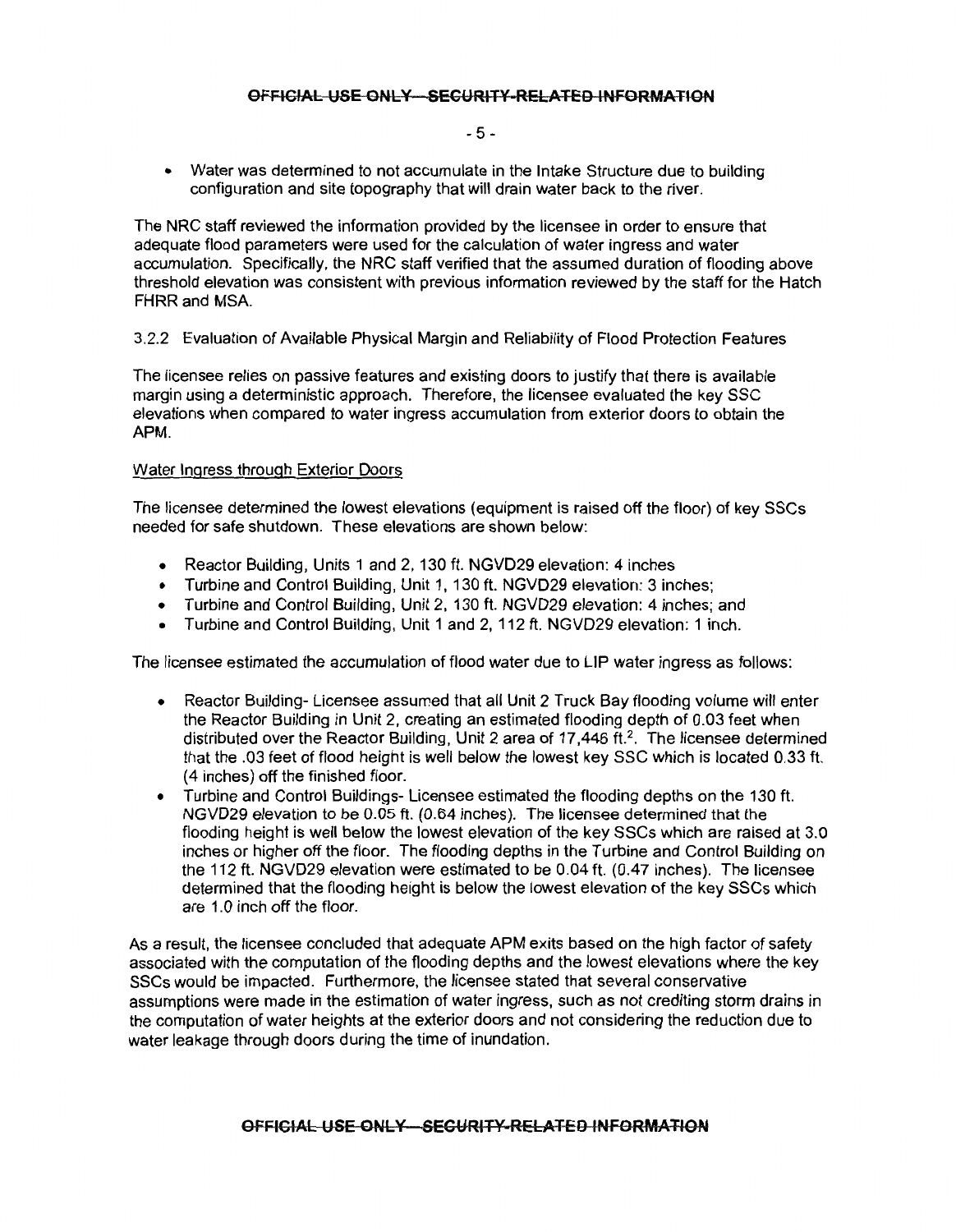- Water was determined to not accumulate in the Intake Structure due to building configuration and site topography that will drain water back to the river.

The NRC staff reviewed the information provided by the licensee in order to ensure that adequate flood parameters were used for the calculation of water ingress and water accumulation. Specifically, the NRC staff verified that the assumed duration of flooding above threshold elevation was consistent with previous information reviewed by the staff for the Hatch FHRR and MSA.

3.2.2 Evaluation of Available Physical Margin and Reliability of Flood Protection Features

The licensee relies on passive features and existing doors to justify that there is available margin using a deterministic approach. Therefore, the licensee evaluated the key SSC elevations when compared to water ingress accumulation from exterior doors to obtain the APM.

Water Ingress through Exterior Doors

The licensee determined the lowest elevations (equipment is raised off the floor) of key SSCs needed for safe shutdown. These elevations are shown below:

- Reactor Building, Units 1 and 2, 130 ft. NGVD29 elevation: 4 inches
- Turbine and Control Building, Unit 1, 130 ft. NGVD29 elevation: 3 inches;
- Turbine and Control Building, Unit 2, 130 ft. NGVD29 elevation: 4 inches; and
- Turbine and Control Building, Unit 1 and 2, 112 ft. NGVD29 elevation: 1 inch.

The licensee estimated the accumulation of flood water due to LIP water ingress as follows:

- Reactor Building- Licensee assumed that all Unit 2 Truck Bay flooding volume will enter the Reactor Building in Unit 2, creating an estimated flooding depth of 0.03 feet when distributed over the Reactor Building, Unit 2 area of 17,446 $ft.^2$. The licensee determined that the .03 feet of flood height is well below the lowest key SSC which is located 0.33 ft. (4 inches) off the finished floor.
- Turbine and Control Buildings- Licensee estimated the flooding depths on the 130 ft. NGVD29 elevation to be 0.05 ft. (0.64 inches). The licensee determined that the flooding height is well below the lowest elevation of the key SSCs which are raised at 3.0 inches or higher off the floor. The flooding depths in the Turbine and Control Building on the 112 ft. NGVD29 elevation were estimated to be 0.04 ft. (0.47 inches). The licensee determined that the flooding height is below the lowest elevation of the key SSCs which are 1.0 inch off the floor.

As a result, the licensee concluded that adequate APM exits based on the high factor of safety associated with the computation of the flooding depths and the lowest elevations where the key SSCs would be impacted. Furthermore, the licensee stated that several conservative assumptions were made in the estimation of water ingress, such as not crediting storm drains in the computation of water heights at the exterior doors and not considering the reduction due to water leakage through doors during the time of inundation.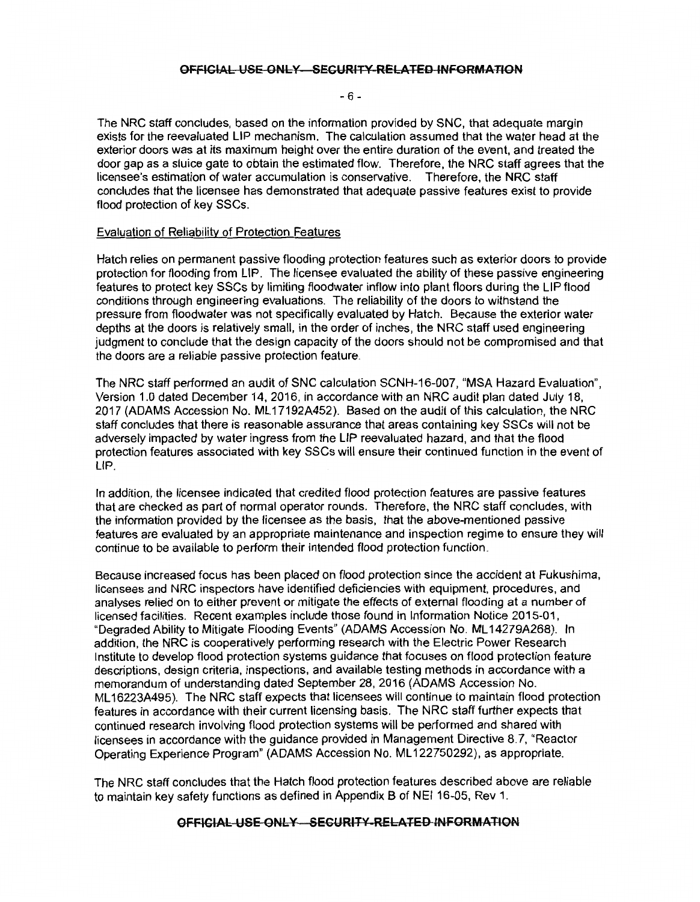The NRC staff concludes, based on the information provided by SNC, that adequate margin exists for the reevaluated LIP mechanism. The calculation assumed that the water head at the exterior doors was at its maximum height over the entire duration of the event, and treated the door gap as a sluice gate to obtain the estimated flow. Therefore, the NRC staff agrees that the licensee's estimation of water accumulation is conservative. Therefore, the NRC staff concludes that the licensee has demonstrated that adequate passive features exist to provide flood protection of key SSCs.

Evaluation of Reliability of Protection Features

Hatch relies on permanent passive flooding protection features such as exterior doors to provide protection for flooding from LIP. The licensee evaluated the ability of these passive engineering features to protect key SSCs by limiting floodwater inflow into plant floors during the LIP flood conditions through engineering evaluations. The reliability of the doors to withstand the pressure from floodwater was not specifically evaluated by Hatch. Because the exterior water depths at the doors is relatively small, in the order of inches, the NRC staff used engineering judgment to conclude that the design capacity of the doors should not be compromised and that the doors are a reliable passive protection feature.

The NRC staff performed an audit of SNC calculation SCNH-16-007, "MSA Hazard Evaluation", Version 1.0 dated December 14, 2016, in accordance with an NRC audit plan dated July 18, 2017 (ADAMS Accession No. ML17192A452). Based on the audit of this calculation, the NRC staff concludes that there is reasonable assurance that areas containing key SSCs will not be adversely impacted by water ingress from the LIP reevaluated hazard, and that the flood protection features associated with key SSCs will ensure their continued function in the event of LIP.

In addition, the licensee indicated that credited flood protection features are passive features that are checked as part of normal operator rounds. Therefore, the NRC staff concludes, with the information provided by the licensee as the basis, that the above-mentioned passive features are evaluated by an appropriate maintenance and inspection regime to ensure they will continue to be available to perform their intended flood protection function.

Because increased focus has been placed on flood protection since the accident at Fukushima, licensees and NRC inspectors have identified deficiencies with equipment, procedures, and analyses relied on to either prevent or mitigate the effects of external flooding at a number of licensed facilities. Recent examples include those found in Information Notice 2015-01, "Degraded Ability to Mitigate Flooding Events" (ADAMS Accession No. ML14279A268). In addition, the NRC is cooperatively performing research with the Electric Power Research Institute to develop flood protection systems guidance that focuses on flood protection feature descriptions, design criteria, inspections, and available testing methods in accordance with a memorandum of understanding dated September 28, 2016 (ADAMS Accession No. ML16223A495). The NRC staff expects that licensees will continue to maintain flood protection features in accordance with their current licensing basis. The NRC staff further expects that continued research involving flood protection systems will be performed and shared with licensees in accordance with the guidance provided in Management Directive 8.7, "Reactor Operating Experience Program" (ADAMS Accession No. ML122750292), as appropriate.

The NRC staff concludes that the Hatch flood protection features described above are reliable to maintain key safety functions as defined in Appendix B of NEI 16-05, Rev 1.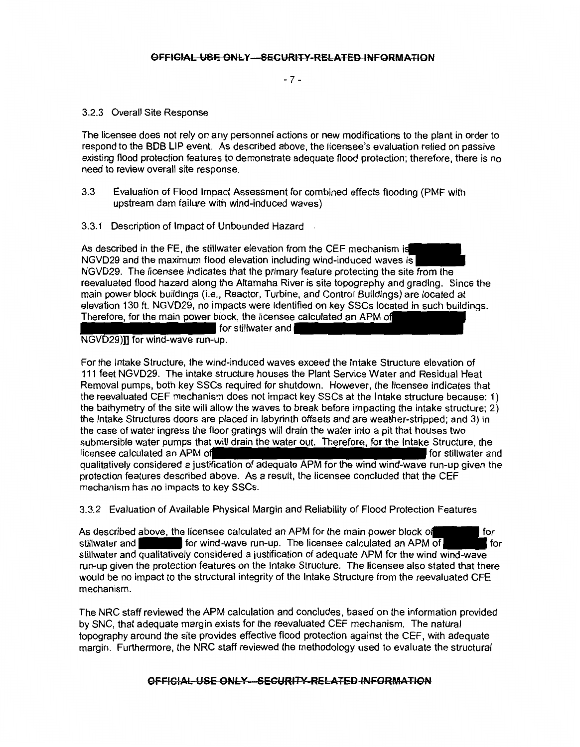### 3.2.3 Overall Site Response

The licensee does not rely on any personnel actions or new modifications to the plant in order to respond to the BDB LIP event. As described above, the licensee's evaluation relied on passive existing flood protection features to demonstrate adequate flood protection; therefore, there is no need to review overall site response.

## 3.3 Evaluation of Flood Impact Assessment for combined effects flooding (PMF with upstream dam failure with wind-induced waves)

### 3.3.1 Description of Impact of Unbounded Hazard

As described in the FE, the stillwater elevation from the CEF mechanism is NGVD29 and the maximum flood elevation including wind-induced waves is NGVD29. The licensee indicates that the primary feature protecting the site from the reevaluated flood hazard along the Altamaha River is site topography and grading. Since the main power block buildings (i.e., Reactor, Turbine, and Control Buildings) are located at elevation 130 ft. NGVD29, no impacts were identified on key SSCs located in such buildings. Therefore, for the main power block, the licensee calculated an APM of for stillwater and NGVD29)]] for wind-wave run-up.

For the Intake Structure, the wind-induced waves exceed the Intake Structure elevation of 111 feet NGVD29. The intake structure houses the Plant Service Water and Residual Heat Removal pumps, both key SSCs required for shutdown. However, the licensee indicates that the reevaluated CEF mechanism does not impact key SSCs at the Intake structure because: 1) the bathymetry of the site will allow the waves to break before impacting the intake structure; 2) the Intake Structures doors are placed in labyrinth offsets and are weather-stripped; and 3) in the case of water ingress the floor gratings will drain the water into a pit that houses two submersible water pumps that will drain the water out. Therefore, for the Intake Structure, the licensee calculated an APM of for stillwater and qualitatively considered a justification of adequate APM for the wind wind-wave run-up given the protection features described above. As a result, the licensee concluded that the CEF mechanism has no impacts to key SSCs.

### 3.3.2 Evaluation of Available Physical Margin and Reliability of Flood Protection Features

As described above, the licensee calculated an APM for the main power block of for stillwater and for wind-wave run-up. The licensee calculated an APM of for stillwater and qualitatively considered a justification of adequate APM for the wind wind-wave run-up given the protection features on the Intake Structure. The licensee also stated that there would be no impact to the structural integrity of the Intake Structure from the reevaluated CFE mechanism.

The NRC staff reviewed the APM calculation and concludes, based on the information provided by SNC, that adequate margin exists for the reevaluated CEF mechanism. The natural topography around the site provides effective flood protection against the CEF, with adequate margin. Furthermore, the NRC staff reviewed the methodology used to evaluate the structural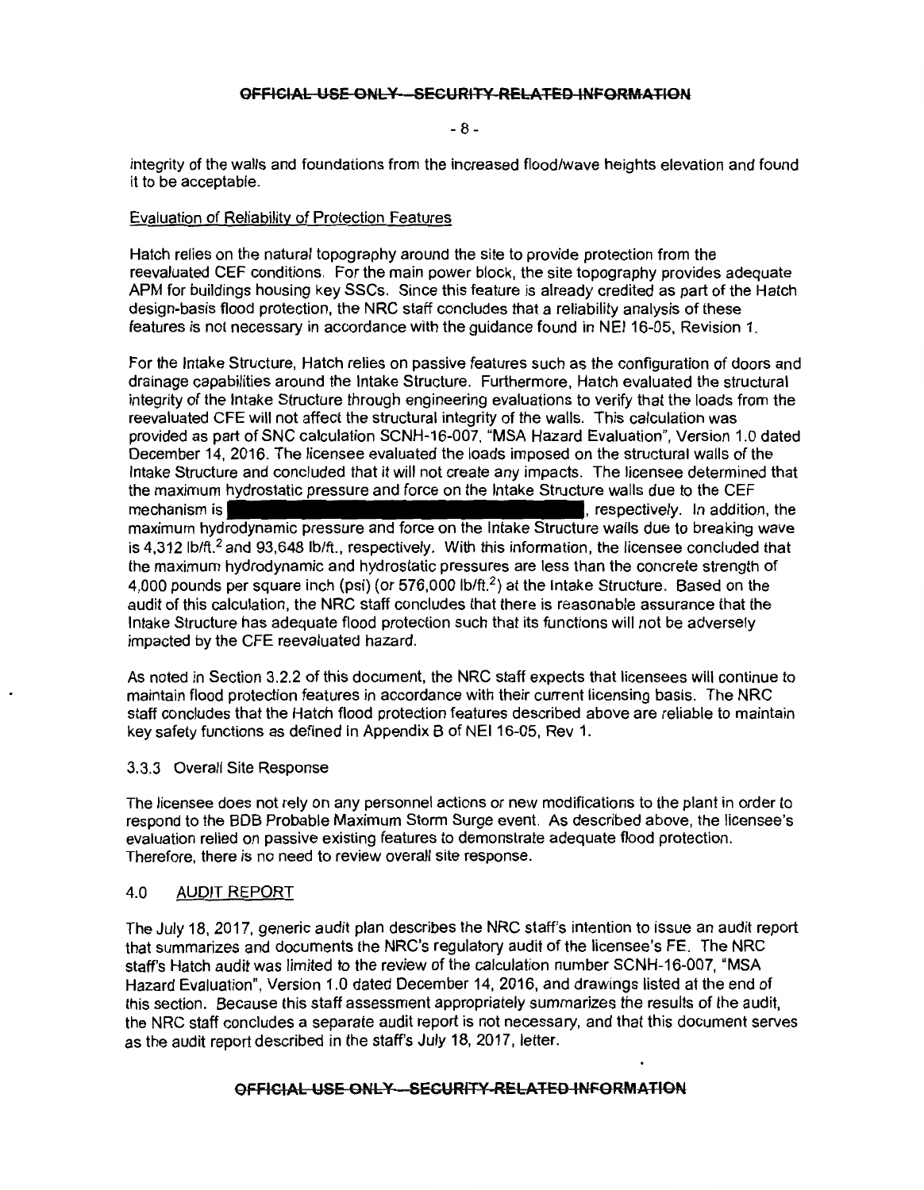integrity of the walls and foundations from the increased flood/wave heights elevation and found it to be acceptable.

Evaluation of Reliability of Protection Features

Hatch relies on the natural topography around the site to provide protection from the reevaluated CEF conditions. For the main power block, the site topography provides adequate APM for buildings housing key SSCs. Since this feature is already credited as part of the Hatch design-basis flood protection, the NRC staff concludes that a reliability analysis of these features is not necessary in accordance with the guidance found in NEI 16-05, Revision 1.

For the Intake Structure, Hatch relies on passive features such as the configuration of doors and drainage capabilities around the Intake Structure. Furthermore, Hatch evaluated the structural integrity of the Intake Structure through engineering evaluations to verify that the loads from the reevaluated CFE will not affect the structural integrity of the walls. This calculation was provided as part of SNC calculation SCNH-16-007, "MSA Hazard Evaluation", Version 1.0 dated December 14, 2016. The licensee evaluated the loads imposed on the structural walls of the Intake Structure and concluded that it will not create any impacts. The licensee determined that the maximum hydrostatic pressure and force on the Intake Structure walls due to the CEF mechanism is [REDACTED], respectively. In addition, the maximum hydrodynamic pressure and force on the Intake Structure walls due to breaking wave is 4,312 lb/ft.$^2$ and 93,648 lb/ft., respectively. With this information, the licensee concluded that the maximum hydrodynamic and hydrostatic pressures are less than the concrete strength of 4,000 pounds per square inch (psi) (or 576,000 lb/ft.$^2$) at the Intake Structure. Based on the audit of this calculation, the NRC staff concludes that there is reasonable assurance that the Intake Structure has adequate flood protection such that its functions will not be adversely impacted by the CFE reevaluated hazard.

As noted in Section 3.2.2 of this document, the NRC staff expects that licensees will continue to maintain flood protection features in accordance with their current licensing basis. The NRC staff concludes that the Hatch flood protection features described above are reliable to maintain key safety functions as defined in Appendix B of NEI 16-05, Rev 1.

### 3.3.3 Overall Site Response

The licensee does not rely on any personnel actions or new modifications to the plant in order to respond to the BDB Probable Maximum Storm Surge event. As described above, the licensee's evaluation relied on passive existing features to demonstrate adequate flood protection. Therefore, there is no need to review overall site response.

## 4.0 AUDIT REPORT

The July 18, 2017, generic audit plan describes the NRC staff's intention to issue an audit report that summarizes and documents the NRC's regulatory audit of the licensee's FE. The NRC staff's Hatch audit was limited to the review of the calculation number SCNH-16-007, "MSA Hazard Evaluation", Version 1.0 dated December 14, 2016, and drawings listed at the end of this section. Because this staff assessment appropriately summarizes the results of the audit, the NRC staff concludes a separate audit report is not necessary, and that this document serves as the audit report described in the staff's July 18, 2017, letter.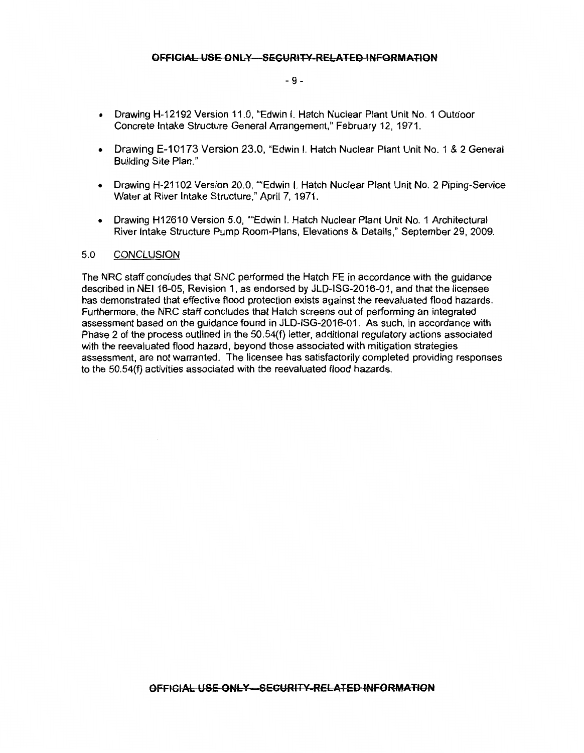- Drawing H-12192 Version 11.0, "Edwin I. Hatch Nuclear Plant Unit No. 1 Outdoor Concrete Intake Structure General Arrangement," February 12, 1971.
- Drawing E-10173 Version 23.0, "Edwin I. Hatch Nuclear Plant Unit No. 1 & 2 General Building Site Plan."
- Drawing H-21102 Version 20.0, ""Edwin I. Hatch Nuclear Plant Unit No. 2 Piping-Service Water at River Intake Structure," April 7, 1971.
- Drawing H12610 Version 5.0, ""Edwin I. Hatch Nuclear Plant Unit No. 1 Architectural River Intake Structure Pump Room-Plans, Elevations & Details," September 29, 2009.

## 5.0 CONCLUSION

The NRC staff concludes that SNC performed the Hatch FE in accordance with the guidance described in NEI 16-05, Revision 1, as endorsed by JLD-ISG-2016-01, and that the licensee has demonstrated that effective flood protection exists against the reevaluated flood hazards. Furthermore, the NRC staff concludes that Hatch screens out of performing an integrated assessment based on the guidance found in JLD-ISG-2016-01. As such, in accordance with Phase 2 of the process outlined in the 50.54(f) letter, additional regulatory actions associated with the reevaluated flood hazard, beyond those associated with mitigation strategies assessment, are not warranted. The licensee has satisfactorily completed providing responses to the 50.54(f) activities associated with the reevaluated flood hazards.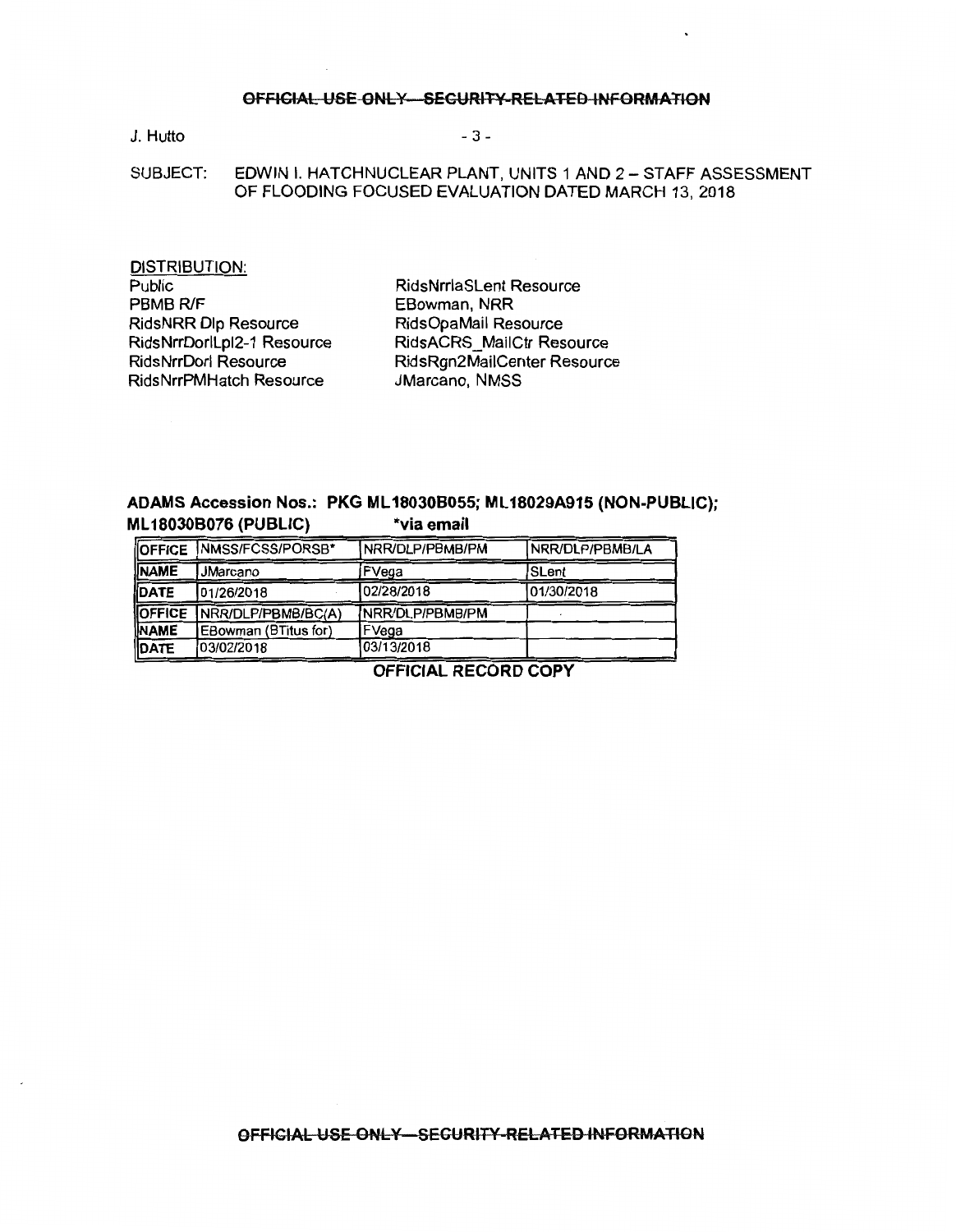OFFICIAL USE ONLY—SECURITY-RELATED INFORMATION

J. Hutto

SUBJECT: EDWIN I. HATCHNUCLEAR PLANT, UNITS 1 AND 2 – STAFF ASSESSMENT OF FLOODING FOCUSED EVALUATION DATED MARCH 13, 2018

DISTRIBUTION:

Public
PBMB R/F
RidsNRR Dlp Resource
RidsNrrDorlLpl2-1 Resource
RidsNrrDorl Resource
RidsNrrPMHatch Resource
RidsNrrlaSLent Resource
EBowman, NRR
RidsOpaMail Resource
RidsACRS_MailCtr Resource
RidsRgn2MailCenter Resource
JMarcano, NMSS

**ADAMS Accession Nos.: PKG ML18030B055; ML18029A915 (NON-PUBLIC); ML18030B076 (PUBLIC)** **\*via email**

| | | | |
|---|---|---|---|
| **OFFICE** | NMSS/FCSS/PORSB* | NRR/DLP/PBMB/PM | NRR/DLP/PBMB/LA |
| **NAME** | JMarcano | FVega | SLent |
| **DATE** | 01/26/2018 | 02/28/2018 | 01/30/2018 |
| **OFFICE** | NRR/DLP/PBMB/BC(A) | NRR/DLP/PBMB/PM | |
| **NAME** | EBowman (BTitus for) | FVega | |
| **DATE** | 03/02/2018 | 03/13/2018 | |

**OFFICIAL RECORD COPY**

OFFICIAL USE ONLY—SECURITY-RELATED INFORMATION